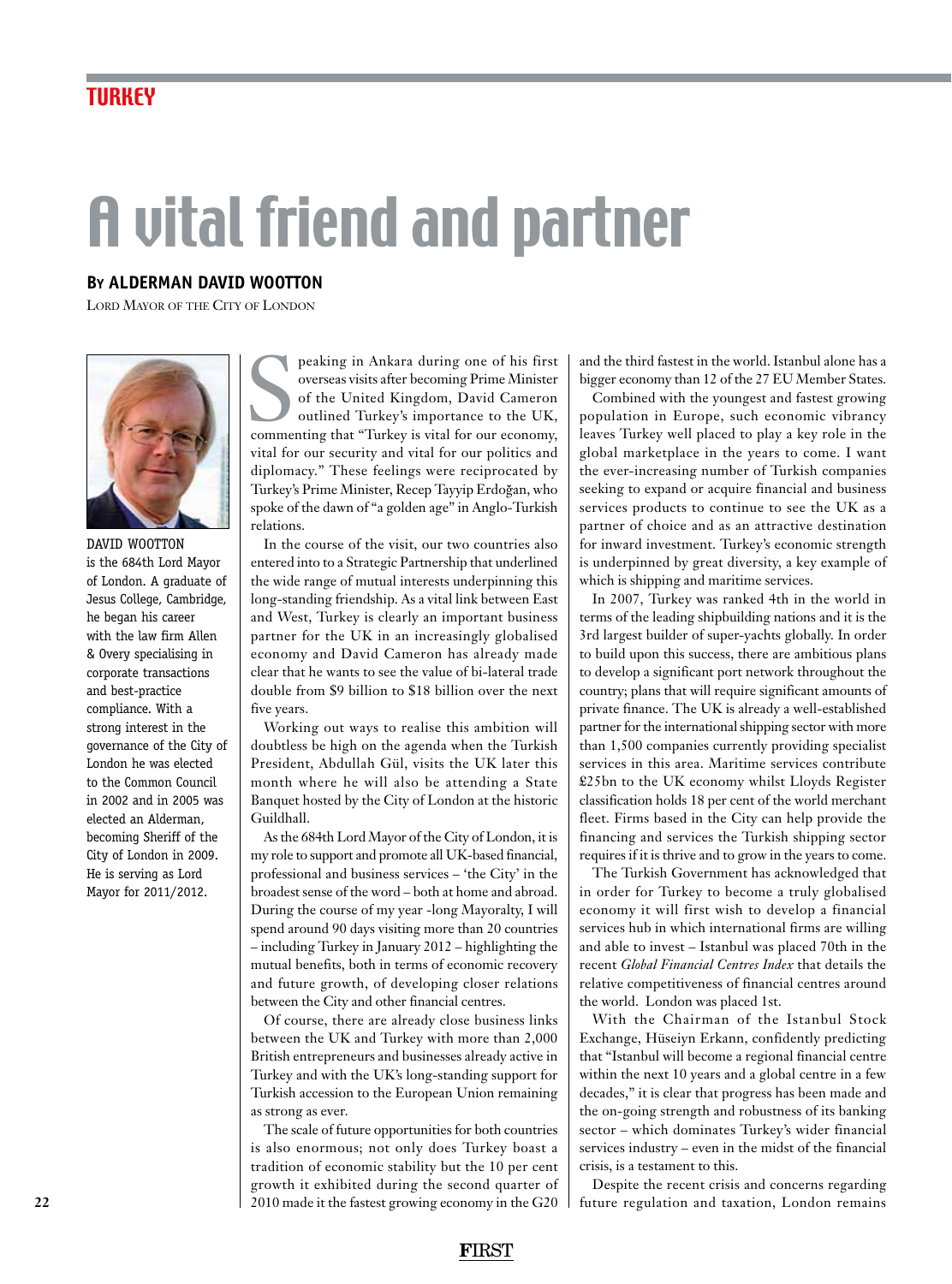TURKEY

# A vital friend and partner

**By ALDERMAN DAVID WOOTTON**

Lord Mayor of the City of London

DAVID WOOTTON is the 684th Lord Mayor of London. A graduate of Jesus College, Cambridge, he began his career with the law firm Allen & Overy specialising in corporate transactions and best-practice compliance. With a strong interest in the governance of the City of London he was elected to the Common Council in 2002 and in 2005 was elected an Alderman, becoming Sheriff of the City of London in 2009. He is serving as Lord Mayor for 2011/2012.

Speaking in Ankara during one of his first overseas visits after becoming Prime Minister of the United Kingdom, David Cameron outlined Turkey's importance to the UK, commenting that "Turkey is vital for our economy, vital for our security and vital for our politics and diplomacy." These feelings were reciprocated by Turkey's Prime Minister, Recep Tayyip Erdoğan, who spoke of the dawn of "a golden age" in Anglo-Turkish relations.

In the course of the visit, our two countries also entered into to a Strategic Partnership that underlined the wide range of mutual interests underpinning this long-standing friendship. As a vital link between East and West, Turkey is clearly an important business partner for the UK in an increasingly globalised economy and David Cameron has already made clear that he wants to see the value of bi-lateral trade double from $9 billion to $18 billion over the next five years.

Working out ways to realise this ambition will doubtless be high on the agenda when the Turkish President, Abdullah Gül, visits the UK later this month where he will also be attending a State Banquet hosted by the City of London at the historic Guildhall.

As the 684th Lord Mayor of the City of London, it is my role to support and promote all UK-based financial, professional and business services – 'the City' in the broadest sense of the word – both at home and abroad. During the course of my year -long Mayoralty, I will spend around 90 days visiting more than 20 countries – including Turkey in January 2012 – highlighting the mutual benefits, both in terms of economic recovery and future growth, of developing closer relations between the City and other financial centres.

Of course, there are already close business links between the UK and Turkey with more than 2,000 British entrepreneurs and businesses already active in Turkey and with the UK's long-standing support for Turkish accession to the European Union remaining as strong as ever.

The scale of future opportunities for both countries is also enormous; not only does Turkey boast a tradition of economic stability but the 10 per cent growth it exhibited during the second quarter of 2010 made it the fastest growing economy in the G20 and the third fastest in the world. Istanbul alone has a bigger economy than 12 of the 27 EU Member States.

Combined with the youngest and fastest growing population in Europe, such economic vibrancy leaves Turkey well placed to play a key role in the global marketplace in the years to come. I want the ever-increasing number of Turkish companies seeking to expand or acquire financial and business services products to continue to see the UK as a partner of choice and as an attractive destination for inward investment. Turkey's economic strength is underpinned by great diversity, a key example of which is shipping and maritime services.

In 2007, Turkey was ranked 4th in the world in terms of the leading shipbuilding nations and it is the 3rd largest builder of super-yachts globally. In order to build upon this success, there are ambitious plans to develop a significant port network throughout the country; plans that will require significant amounts of private finance. The UK is already a well-established partner for the international shipping sector with more than 1,500 companies currently providing specialist services in this area. Maritime services contribute £25bn to the UK economy whilst Lloyds Register classification holds 18 per cent of the world merchant fleet. Firms based in the City can help provide the financing and services the Turkish shipping sector requires if it is thrive and to grow in the years to come.

The Turkish Government has acknowledged that in order for Turkey to become a truly globalised economy it will first wish to develop a financial services hub in which international firms are willing and able to invest – Istanbul was placed 70th in the recent *Global Financial Centres Index* that details the relative competitiveness of financial centres around the world. London was placed 1st.

With the Chairman of the Istanbul Stock Exchange, Hüseiyn Erkann, confidently predicting that "Istanbul will become a regional financial centre within the next 10 years and a global centre in a few decades," it is clear that progress has been made and the on-going strength and robustness of its banking sector – which dominates Turkey's wider financial services industry – even in the midst of the financial crisis, is a testament to this.

Despite the recent crisis and concerns regarding future regulation and taxation, London remains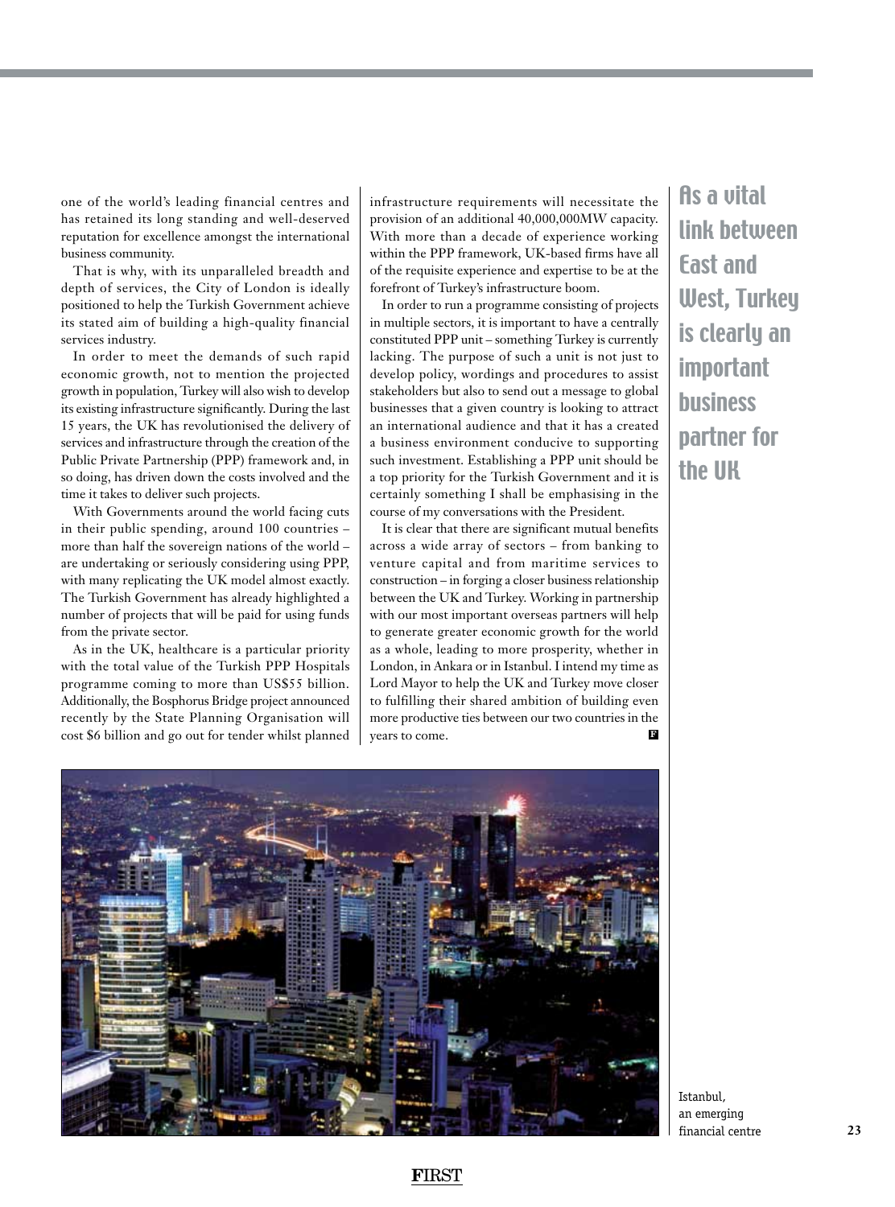one of the world's leading financial centres and has retained its long standing and well-deserved reputation for excellence amongst the international business community.

That is why, with its unparalleled breadth and depth of services, the City of London is ideally positioned to help the Turkish Government achieve its stated aim of building a high-quality financial services industry.

In order to meet the demands of such rapid economic growth, not to mention the projected growth in population, Turkey will also wish to develop its existing infrastructure significantly. During the last 15 years, the UK has revolutionised the delivery of services and infrastructure through the creation of the Public Private Partnership (PPP) framework and, in so doing, has driven down the costs involved and the time it takes to deliver such projects.

With Governments around the world facing cuts in their public spending, around 100 countries – more than half the sovereign nations of the world – are undertaking or seriously considering using PPP, with many replicating the UK model almost exactly. The Turkish Government has already highlighted a number of projects that will be paid for using funds from the private sector.

As in the UK, healthcare is a particular priority with the total value of the Turkish PPP Hospitals programme coming to more than US$55 billion. Additionally, the Bosphorus Bridge project announced recently by the State Planning Organisation will cost $6 billion and go out for tender whilst planned infrastructure requirements will necessitate the provision of an additional 40,000,000MW capacity. With more than a decade of experience working within the PPP framework, UK-based firms have all of the requisite experience and expertise to be at the forefront of Turkey's infrastructure boom.

In order to run a programme consisting of projects in multiple sectors, it is important to have a centrally constituted PPP unit – something Turkey is currently lacking. The purpose of such a unit is not just to develop policy, wordings and procedures to assist stakeholders but also to send out a message to global businesses that a given country is looking to attract an international audience and that it has a created a business environment conducive to supporting such investment. Establishing a PPP unit should be a top priority for the Turkish Government and it is certainly something I shall be emphasising in the course of my conversations with the President.

It is clear that there are significant mutual benefits across a wide array of sectors – from banking to venture capital and from maritime services to construction – in forging a closer business relationship between the UK and Turkey. Working in partnership with our most important overseas partners will help to generate greater economic growth for the world as a whole, leading to more prosperity, whether in London, in Ankara or in Istanbul. I intend my time as Lord Mayor to help the UK and Turkey move closer to fulfilling their shared ambition of building even more productive ties between our two countries in the years to come.

**As a vital link between East and West, Turkey is clearly an important business partner for the UK**

Istanbul, an emerging financial centre